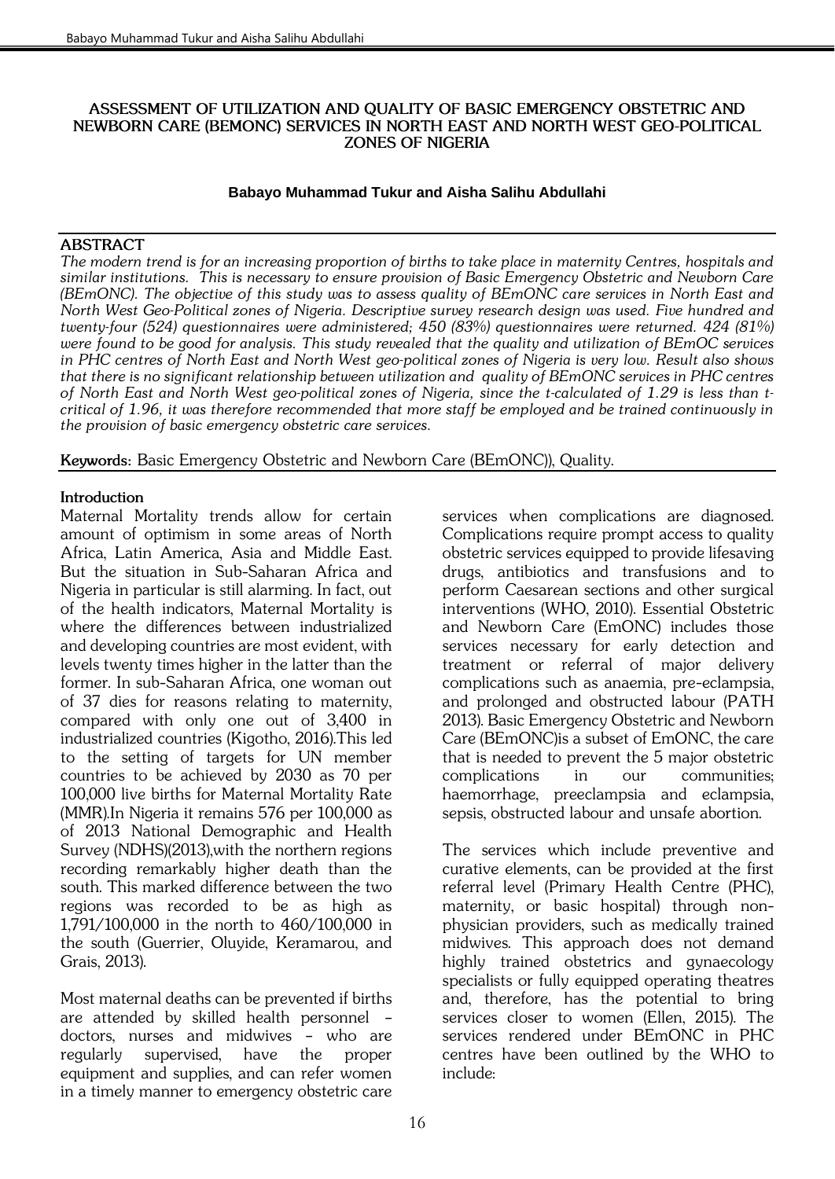# ASSESSMENT OF UTILIZATION AND QUALITY OF BASIC EMERGENCY OBSTETRIC AND NEWBORN CARE (BEMONC) SERVICES IN NORTH EAST AND NORTH WEST GEO-POLITICAL ZONES OF NIGERIA

**Babayo Muhammad Tukur and Aisha Salihu Abdullahi**

## ABSTRACT

*The modern trend is for an increasing proportion of births to take place in maternity Centres, hospitals and similar institutions. This is necessary to ensure provision of Basic Emergency Obstetric and Newborn Care (BEmONC). The objective of this study was to assess quality of BEmONC care services in North East and North West Geo-Political zones of Nigeria. Descriptive survey research design was used. Five hundred and twenty-four (524) questionnaires were administered; 450 (83%) questionnaires were returned. 424 (81%) were found to be good for analysis. This study revealed that the quality and utilization of BEmOC services in PHC centres of North East and North West geo-political zones of Nigeria is very low. Result also shows that there is no significant relationship between utilization and quality of BEmONC services in PHC centres of North East and North West geo-political zones of Nigeria, since the t-calculated of 1.29 is less than t-critical of 1.96, it was therefore recommended that more staff be employed and be trained continuously in the provision of basic emergency obstetric care services.*

**Keywords:** Basic Emergency Obstetric and Newborn Care (BEmONC)), Quality.

## Introduction

Maternal Mortality trends allow for certain amount of optimism in some areas of North Africa, Latin America, Asia and Middle East. But the situation in Sub-Saharan Africa and Nigeria in particular is still alarming. In fact, out of the health indicators, Maternal Mortality is where the differences between industrialized and developing countries are most evident, with levels twenty times higher in the latter than the former. In sub-Saharan Africa, one woman out of 37 dies for reasons relating to maternity, compared with only one out of 3,400 in industrialized countries (Kigotho, 2016).This led to the setting of targets for UN member countries to be achieved by 2030 as 70 per 100,000 live births for Maternal Mortality Rate (MMR).In Nigeria it remains 576 per 100,000 as of 2013 National Demographic and Health Survey (NDHS)(2013),with the northern regions recording remarkably higher death than the south. This marked difference between the two regions was recorded to be as high as 1,791/100,000 in the north to 460/100,000 in the south (Guerrier, Oluyide, Keramarou, and Grais, 2013).

Most maternal deaths can be prevented if births are attended by skilled health personnel – doctors, nurses and midwives – who are regularly supervised, have the proper equipment and supplies, and can refer women in a timely manner to emergency obstetric care services when complications are diagnosed. Complications require prompt access to quality obstetric services equipped to provide lifesaving drugs, antibiotics and transfusions and to perform Caesarean sections and other surgical interventions (WHO, 2010). Essential Obstetric and Newborn Care (EmONC) includes those services necessary for early detection and treatment or referral of major delivery complications such as anaemia, pre-eclampsia, and prolonged and obstructed labour (PATH 2013). Basic Emergency Obstetric and Newborn Care (BEmONC)is a subset of EmONC, the care that is needed to prevent the 5 major obstetric complications in our communities; haemorrhage, preeclampsia and eclampsia, sepsis, obstructed labour and unsafe abortion.

The services which include preventive and curative elements, can be provided at the first referral level (Primary Health Centre (PHC), maternity, or basic hospital) through non-physician providers, such as medically trained midwives. This approach does not demand highly trained obstetrics and gynaecology specialists or fully equipped operating theatres and, therefore, has the potential to bring services closer to women (Ellen, 2015). The services rendered under BEmONC in PHC centres have been outlined by the WHO to include: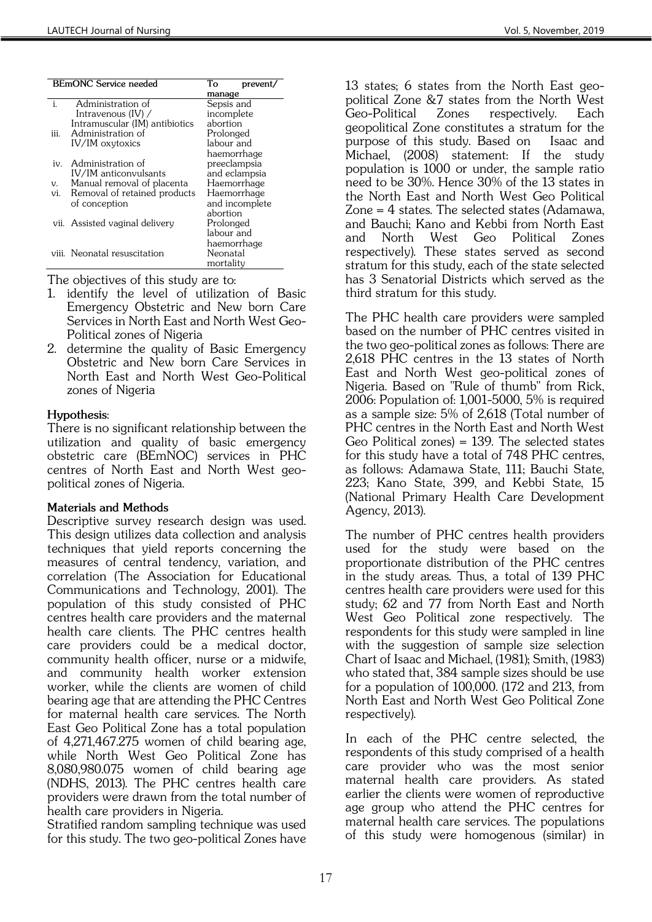| BEmONC Service needed | To prevent/ manage |
|---|---|
| i. Administration of Intravenous (IV) / Intramuscular (IM) antibiotics | Sepsis and incomplete abortion |
| iii. Administration of IV/IM oxytoxics | Prolonged labour and haemorrhage |
| iv. Administration of IV/IM anticonvulsants | preeclampsia and eclampsia |
| v. Manual removal of placenta | Haemorrhage |
| vi. Removal of retained products of conception | Haemorrhage and incomplete abortion |
| vii. Assisted vaginal delivery | Prolonged labour and haemorrhage |
| viii. Neonatal resuscitation | Neonatal mortality |

The objectives of this study are to:

1. identify the level of utilization of Basic Emergency Obstetric and New born Care Services in North East and North West Geo-Political zones of Nigeria
2. determine the quality of Basic Emergency Obstetric and New born Care Services in North East and North West Geo-Political zones of Nigeria

**Hypothesis**:

There is no significant relationship between the utilization and quality of basic emergency obstetric care (BEmNOC) services in PHC centres of North East and North West geo-political zones of Nigeria.

**Materials and Methods**

Descriptive survey research design was used. This design utilizes data collection and analysis techniques that yield reports concerning the measures of central tendency, variation, and correlation (The Association for Educational Communications and Technology, 2001). The population of this study consisted of PHC centres health care providers and the maternal health care clients. The PHC centres health care providers could be a medical doctor, community health officer, nurse or a midwife, and community health worker extension worker, while the clients are women of child bearing age that are attending the PHC Centres for maternal health care services. The North East Geo Political Zone has a total population of 4,271,467.275 women of child bearing age, while North West Geo Political Zone has 8,080,980.075 women of child bearing age (NDHS, 2013). The PHC centres health care providers were drawn from the total number of health care providers in Nigeria.

Stratified random sampling technique was used for this study. The two geo-political Zones have 13 states; 6 states from the North East geo-political Zone &7 states from the North West Geo-Political Zones respectively. Each geopolitical Zone constitutes a stratum for the purpose of this study. Based on Isaac and Michael, (2008) statement: If the study population is 1000 or under, the sample ratio need to be 30%. Hence 30% of the 13 states in the North East and North West Geo Political Zone = 4 states. The selected states (Adamawa, and Bauchi; Kano and Kebbi from North East and North West Geo Political Zones respectively). These states served as second stratum for this study, each of the state selected has 3 Senatorial Districts which served as the third stratum for this study.

The PHC health care providers were sampled based on the number of PHC centres visited in the two geo-political zones as follows: There are 2,618 PHC centres in the 13 states of North East and North West geo-political zones of Nigeria. Based on "Rule of thumb" from Rick, 2006: Population of: 1,001-5000, 5% is required as a sample size: 5% of 2,618 (Total number of PHC centres in the North East and North West Geo Political zones) = 139. The selected states for this study have a total of 748 PHC centres, as follows: Adamawa State, 111; Bauchi State, 223; Kano State, 399, and Kebbi State, 15 (National Primary Health Care Development Agency, 2013).

The number of PHC centres health providers used for the study were based on the proportionate distribution of the PHC centres in the study areas. Thus, a total of 139 PHC centres health care providers were used for this study; 62 and 77 from North East and North West Geo Political zone respectively. The respondents for this study were sampled in line with the suggestion of sample size selection Chart of Isaac and Michael, (1981); Smith, (1983) who stated that, 384 sample sizes should be use for a population of 100,000. (172 and 213, from North East and North West Geo Political Zone respectively).

In each of the PHC centre selected, the respondents of this study comprised of a health care provider who was the most senior maternal health care providers. As stated earlier the clients were women of reproductive age group who attend the PHC centres for maternal health care services. The populations of this study were homogenous (similar) in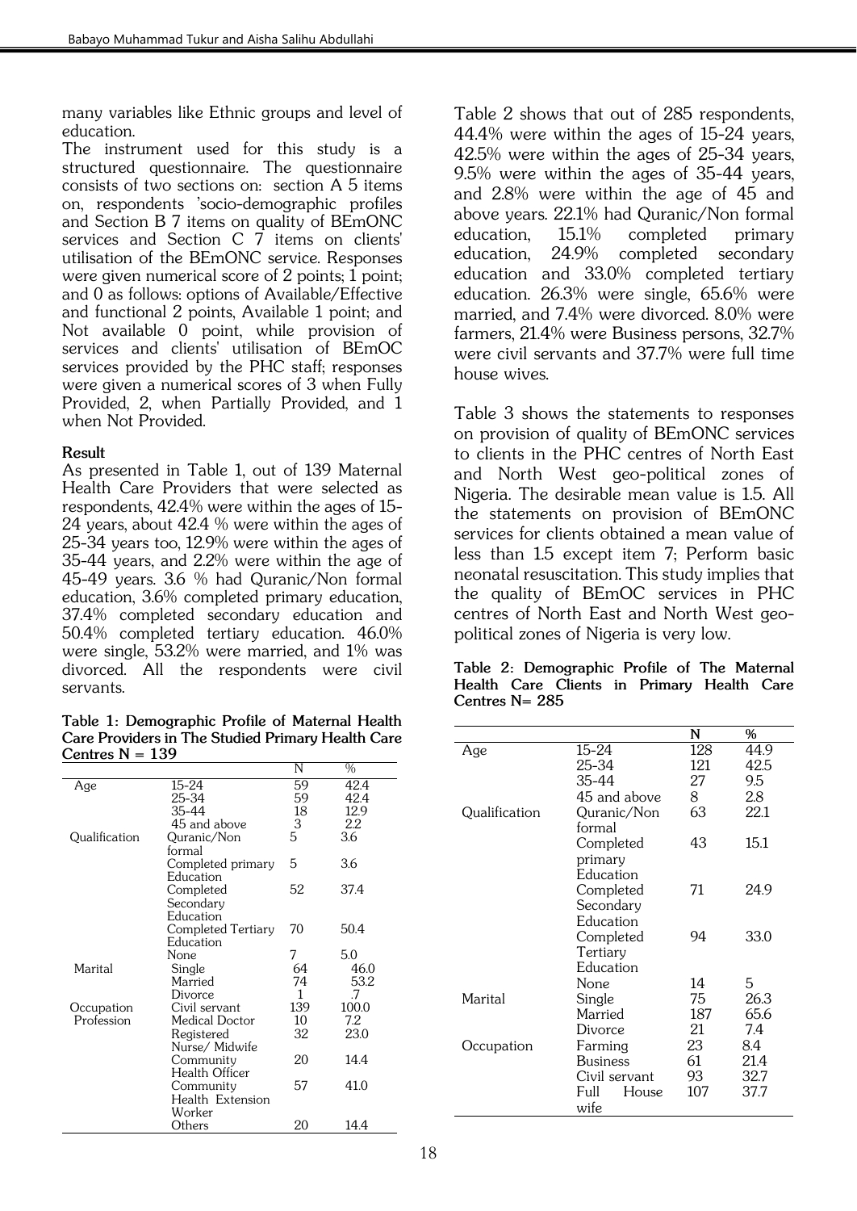many variables like Ethnic groups and level of education.

The instrument used for this study is a structured questionnaire. The questionnaire consists of two sections on: section A 5 items on, respondents 'socio-demographic profiles and Section B 7 items on quality of BEmONC services and Section C 7 items on clients' utilisation of the BEmONC service. Responses were given numerical score of 2 points; 1 point; and 0 as follows: options of Available/Effective and functional 2 points, Available 1 point; and Not available 0 point, while provision of services and clients' utilisation of BEmOC services provided by the PHC staff; responses were given a numerical scores of 3 when Fully Provided, 2, when Partially Provided, and 1 when Not Provided.

**Result**

As presented in Table 1, out of 139 Maternal Health Care Providers that were selected as respondents, 42.4% were within the ages of 15-24 years, about 42.4 % were within the ages of 25-34 years too, 12.9% were within the ages of 35-44 years, and 2.2% were within the age of 45-49 years. 3.6 % had Quranic/Non formal education, 3.6% completed primary education, 37.4% completed secondary education and 50.4% completed tertiary education. 46.0% were single, 53.2% were married, and 1% was divorced. All the respondents were civil servants.

**Table 1: Demographic Profile of Maternal Health Care Providers in The Studied Primary Health Care Centres N = 139**

| | | N | % |
|---|---|---|---|
| Age | 15-24 | 59 | 42.4 |
| | 25-34 | 59 | 42.4 |
| | 35-44 | 18 | 12.9 |
| | 45 and above | 3 | 2.2 |
| Qualification | Quranic/Non formal | 5 | 3.6 |
| | Completed primary Education | 5 | 3.6 |
| | Completed Secondary Education | 52 | 37.4 |
| | Completed Tertiary Education | 70 | 50.4 |
| | None | 7 | 5.0 |
| Marital | Single | 64 | 46.0 |
| | Married | 74 | 53.2 |
| | Divorce | 1 | .7 |
| Occupation | Civil servant | 139 | 100.0 |
| Profession | Medical Doctor | 10 | 7.2 |
| | Registered Nurse/ Midwife | 32 | 23.0 |
| | Community Health Officer | 20 | 14.4 |
| | Community Health Extension Worker | 57 | 41.0 |
| | Others | 20 | 14.4 |

Table 2 shows that out of 285 respondents, 44.4% were within the ages of 15-24 years, 42.5% were within the ages of 25-34 years, 9.5% were within the ages of 35-44 years, and 2.8% were within the age of 45 and above years. 22.1% had Quranic/Non formal education, 15.1% completed primary education, 24.9% completed secondary education and 33.0% completed tertiary education. 26.3% were single, 65.6% were married, and 7.4% were divorced. 8.0% were farmers, 21.4% were Business persons, 32.7% were civil servants and 37.7% were full time house wives.

Table 3 shows the statements to responses on provision of quality of BEmONC services to clients in the PHC centres of North East and North West geo-political zones of Nigeria. The desirable mean value is 1.5. All the statements on provision of BEmONC services for clients obtained a mean value of less than 1.5 except item 7; Perform basic neonatal resuscitation. This study implies that the quality of BEmOC services in PHC centres of North East and North West geo-political zones of Nigeria is very low.

**Table 2: Demographic Profile of The Maternal Health Care Clients in Primary Health Care Centres N= 285**

| | | N | % |
|---|---|---|---|
| Age | 15-24 | 128 | 44.9 |
| | 25-34 | 121 | 42.5 |
| | 35-44 | 27 | 9.5 |
| | 45 and above | 8 | 2.8 |
| Qualification | Quranic/Non formal | 63 | 22.1 |
| | Completed primary Education | 43 | 15.1 |
| | Completed Secondary Education | 71 | 24.9 |
| | Completed Tertiary Education | 94 | 33.0 |
| | None | 14 | 5 |
| Marital | Single | 75 | 26.3 |
| | Married | 187 | 65.6 |
| | Divorce | 21 | 7.4 |
| Occupation | Farming | 23 | 8.4 |
| | Business | 61 | 21.4 |
| | Civil servant | 93 | 32.7 |
| | Full House wife | 107 | 37.7 |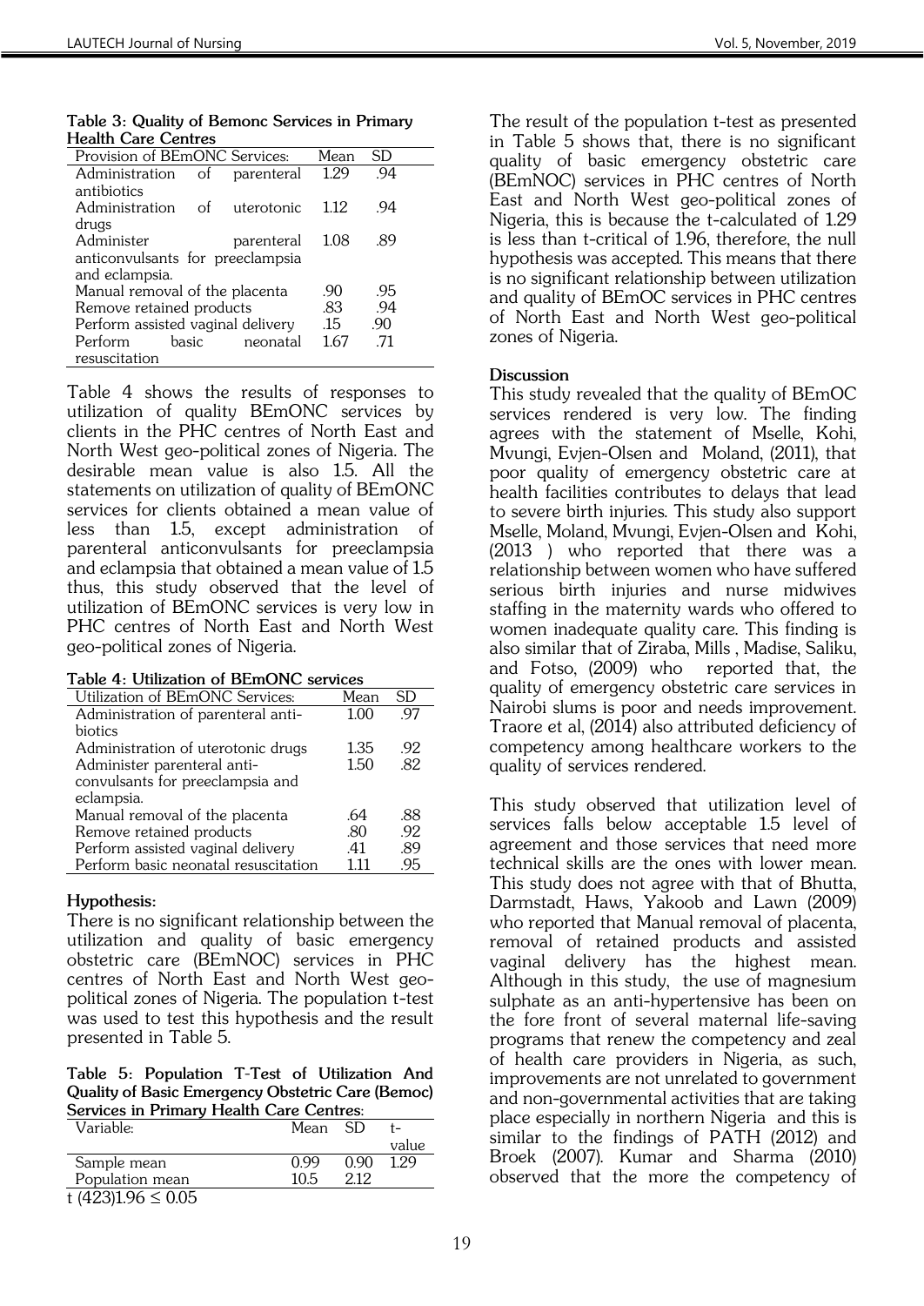**Table 3: Quality of Bemonc Services in Primary Health Care Centres**

| Provision of BEmONC Services: | Mean | SD |
|---|---|---|
| Administration of parenteral antibiotics | 1.29 | .94 |
| Administration of uterotonic drugs | 1.12 | .94 |
| Administer parenteral anticonvulsants for preeclampsia and eclampsia. | 1.08 | .89 |
| Manual removal of the placenta | .90 | .95 |
| Remove retained products | .83 | .94 |
| Perform assisted vaginal delivery | .15 | .90 |
| Perform basic neonatal resuscitation | 1.67 | .71 |

Table 4 shows the results of responses to utilization of quality BEmONC services by clients in the PHC centres of North East and North West geo-political zones of Nigeria. The desirable mean value is also 1.5. All the statements on utilization of quality of BEmONC services for clients obtained a mean value of less than 1.5, except administration of parenteral anticonvulsants for preeclampsia and eclampsia that obtained a mean value of 1.5 thus, this study observed that the level of utilization of BEmONC services is very low in PHC centres of North East and North West geo-political zones of Nigeria.

**Table 4: Utilization of BEmONC services**

| Utilization of BEmONC Services: | Mean | SD |
|---|---|---|
| Administration of parenteral antibiotics | 1.00 | .97 |
| Administration of uterotonic drugs | 1.35 | .92 |
| Administer parenteral anticonvulsants for preeclampsia and eclampsia. | 1.50 | .82 |
| Manual removal of the placenta | .64 | .88 |
| Remove retained products | .80 | .92 |
| Perform assisted vaginal delivery | .41 | .89 |
| Perform basic neonatal resuscitation | 1.11 | .95 |

**Hypothesis:**

There is no significant relationship between the utilization and quality of basic emergency obstetric care (BEmNOC) services in PHC centres of North East and North West geo-political zones of Nigeria. The population t-test was used to test this hypothesis and the result presented in Table 5.

**Table 5: Population T-Test of Utilization And Quality of Basic Emergency Obstetric Care (Bemoc) Services in Primary Health Care Centres:**

| Variable: | Mean | SD | t-value |
|---|---|---|---|
| Sample mean | 0.99 | 0.90 | 1.29 |
| Population mean | 10.5 | 2.12 | |

t (423)1.96 ≤ 0.05

The result of the population t-test as presented in Table 5 shows that, there is no significant quality of basic emergency obstetric care (BEmNOC) services in PHC centres of North East and North West geo-political zones of Nigeria, this is because the t-calculated of 1.29 is less than t-critical of 1.96, therefore, the null hypothesis was accepted. This means that there is no significant relationship between utilization and quality of BEmOC services in PHC centres of North East and North West geo-political zones of Nigeria.

**Discussion**

This study revealed that the quality of BEmOC services rendered is very low. The finding agrees with the statement of Mselle, Kohi, Mvungi, Evjen-Olsen and Moland, (2011), that poor quality of emergency obstetric care at health facilities contributes to delays that lead to severe birth injuries. This study also support Mselle, Moland, Mvungi, Evjen-Olsen and Kohi, (2013 ) who reported that there was a relationship between women who have suffered serious birth injuries and nurse midwives staffing in the maternity wards who offered to women inadequate quality care. This finding is also similar that of Ziraba, Mills , Madise, Saliku, and Fotso, (2009) who reported that, the quality of emergency obstetric care services in Nairobi slums is poor and needs improvement. Traore et al, (2014) also attributed deficiency of competency among healthcare workers to the quality of services rendered.

This study observed that utilization level of services falls below acceptable 1.5 level of agreement and those services that need more technical skills are the ones with lower mean. This study does not agree with that of Bhutta, Darmstadt, Haws, Yakoob and Lawn (2009) who reported that Manual removal of placenta, removal of retained products and assisted vaginal delivery has the highest mean. Although in this study, the use of magnesium sulphate as an anti-hypertensive has been on the fore front of several maternal life-saving programs that renew the competency and zeal of health care providers in Nigeria, as such, improvements are not unrelated to government and non-governmental activities that are taking place especially in northern Nigeria and this is similar to the findings of PATH (2012) and Broek (2007). Kumar and Sharma (2010) observed that the more the competency of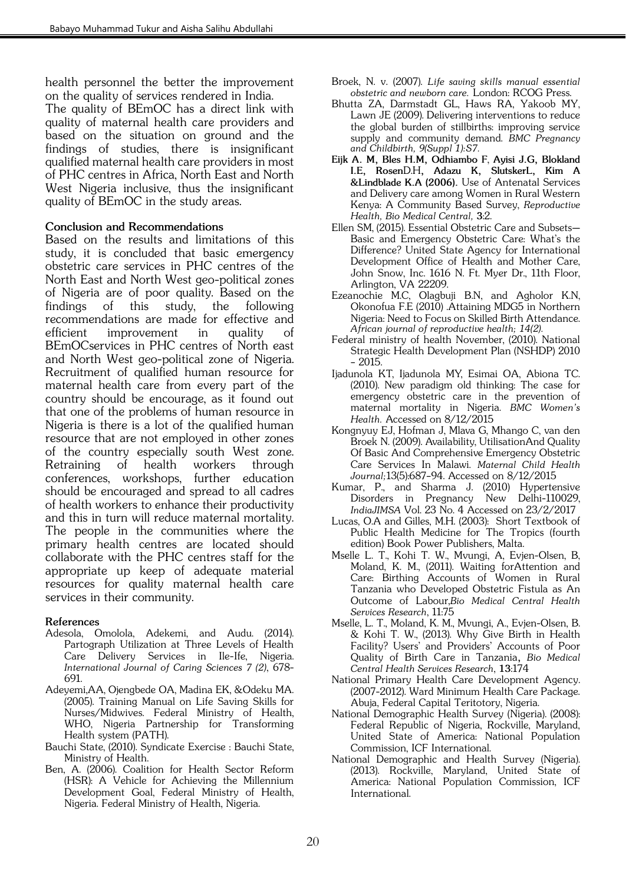health personnel the better the improvement on the quality of services rendered in India.

The quality of BEmOC has a direct link with quality of maternal health care providers and based on the situation on ground and the findings of studies, there is insignificant qualified maternal health care providers in most of PHC centres in Africa, North East and North West Nigeria inclusive, thus the insignificant quality of BEmOC in the study areas.

**Conclusion and Recommendations**

Based on the results and limitations of this study, it is concluded that basic emergency obstetric care services in PHC centres of the North East and North West geo-political zones of Nigeria are of poor quality. Based on the findings of this study, the following recommendations are made for effective and efficient improvement in quality of BEmOCservices in PHC centres of North east and North West geo-political zone of Nigeria. Recruitment of qualified human resource for maternal health care from every part of the country should be encourage, as it found out that one of the problems of human resource in Nigeria is there is a lot of the qualified human resource that are not employed in other zones of the country especially south West zone. Retraining of health workers through conferences, workshops, further education should be encouraged and spread to all cadres of health workers to enhance their productivity and this in turn will reduce maternal mortality. The people in the communities where the primary health centres are located should collaborate with the PHC centres staff for the appropriate up keep of adequate material resources for quality maternal health care services in their community.

**References**

Adesola, Omolola, Adekemi, and Audu. (2014). Partograph Utilization at Three Levels of Health Care Delivery Services in Ile-Ife, Nigeria. *International Journal of Caring Sciences 7 (2)*, 678-691.

Adeyemi,AA, Ojengbede OA, Madina EK, &Odeku MA. (2005). Training Manual on Life Saving Skills for Nurses/Midwives. Federal Ministry of Health, WHO, Nigeria Partnership for Transforming Health system (PATH).

Bauchi State, (2010). Syndicate Exercise : Bauchi State, Ministry of Health.

Ben, A. (2006). Coalition for Health Sector Reform (HSR): A Vehicle for Achieving the Millennium Development Goal, Federal Ministry of Health, Nigeria. Federal Ministry of Health, Nigeria.

Broek, N. v. (2007). *Life saving skills manual essential obstetric and newborn care.* London: RCOG Press.

Bhutta ZA, Darmstadt GL, Haws RA, Yakoob MY, Lawn JE (2009). Delivering interventions to reduce the global burden of stillbirths: improving service supply and community demand. *BMC Pregnancy and Childbirth, 9(Suppl 1):S7*.

**Eijk A. M, Bles H.M, Odhiambo F, Ayisi J.G, Blokland I.E, Rosen**D.H**, Adazu K, SlutskerL, Kim A &Lindblade K.A (2006).** Use of Antenatal Services and Delivery care among Women in Rural Western Kenya: A Community Based Survey, *Reproductive Health, Bio Medical Central,* **3**:2.

Ellen SM, (2015). Essential Obstetric Care and Subsets—Basic and Emergency Obstetric Care: What's the Difference? United State Agency for International Development Office of Health and Mother Care, John Snow, Inc. 1616 N. Ft. Myer Dr., 11th Floor, Arlington, VA 22209.

Ezeanochie M.C, Olagbuji B.N, and Agholor K.N, Okonofua F.E (2010) .Attaining MDG5 in Northern Nigeria: Need to Focus on Skilled Birth Attendance. *African journal of reproductive health; 14(2).*

Federal ministry of health November, (2010). National Strategic Health Development Plan (NSHDP) 2010 – 2015.

Ijadunola KT, Ijadunola MY, Esimai OA, Abiona TC. (2010). New paradigm old thinking: The case for emergency obstetric care in the prevention of maternal mortality in Nigeria. *BMC Women's Health*. Accessed on 8/12/2015

Kongnyuy EJ, Hofman J, Mlava G, Mhango C, van den Broek N. (2009). Availability, UtilisationAnd Quality Of Basic And Comprehensive Emergency Obstetric Care Services In Malawi. *Maternal Child Health Journal;*13(5):687–94. Accessed on 8/12/2015

Kumar, P., and Sharma J. (2010) Hypertensive Disorders in Pregnancy New Delhi-110029, *IndiaJIMSA* Vol. 23 No. 4 Accessed on 23/2/2017

Lucas, O.A and Gilles, M.H. (2003): Short Textbook of Public Health Medicine for The Tropics (fourth edition) Book Power Publishers, Malta.

Mselle L. T., Kohi T. W., Mvungi, A, Evjen-Olsen, B, Moland, K. M., (2011). Waiting forAttention and Care: Birthing Accounts of Women in Rural Tanzania who Developed Obstetric Fistula as An Outcome of Labour,*Bio Medical Central Health Services Research*, 11:75

Mselle, L. T., Moland, K. M., Mvungi, A., Evjen-Olsen, B. & Kohi T. W., (2013). Why Give Birth in Health Facility? Users' and Providers' Accounts of Poor Quality of Birth Care in Tanzania**,** *Bio Medical Central Health Services Research*, **13**:174

National Primary Health Care Development Agency. (2007-2012). Ward Minimum Health Care Package. Abuja, Federal Capital Teritotory, Nigeria.

National Demographic Health Survey (Nigeria). (2008): Federal Republic of Nigeria, Rockville, Maryland, United State of America: National Population Commission, ICF International.

National Demographic and Health Survey (Nigeria). (2013). Rockville, Maryland, United State of America: National Population Commission, ICF International.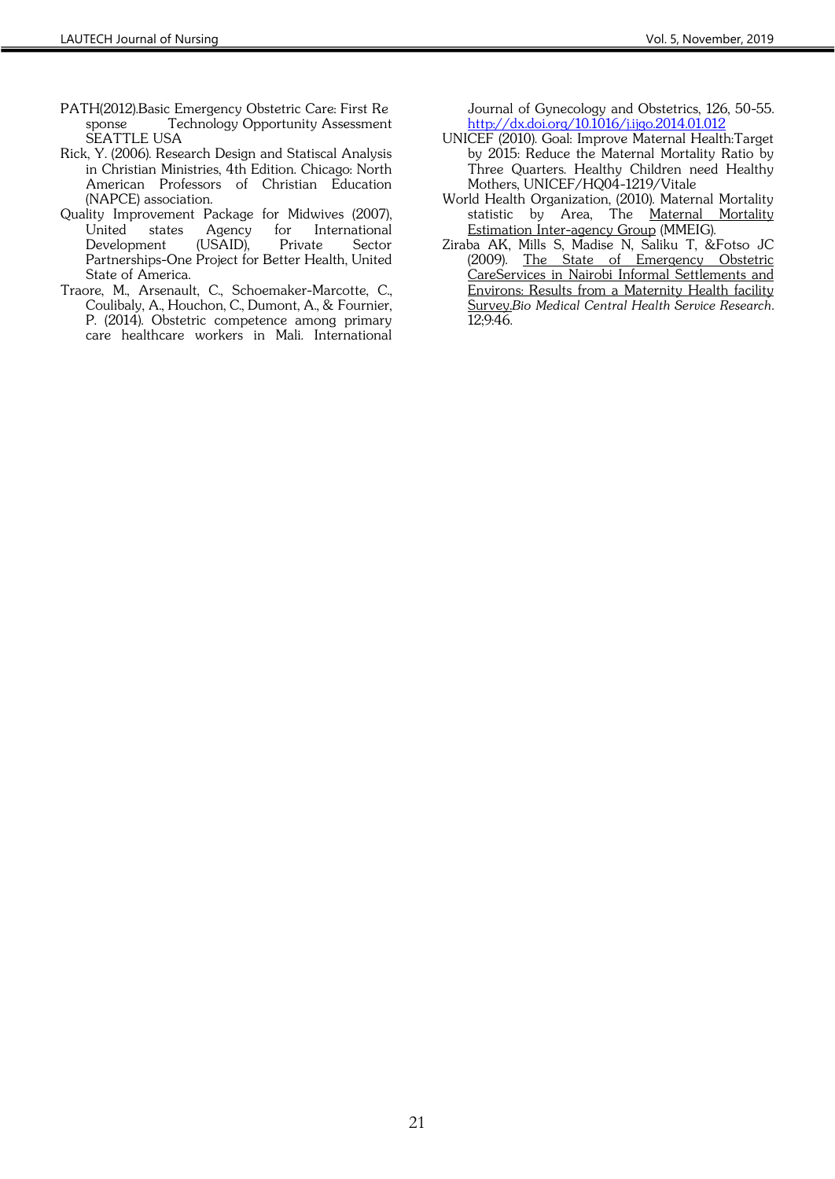PATH(2012).Basic Emergency Obstetric Care: First Re sponse Technology Opportunity Assessment SEATTLE USA

Rick, Y. (2006). Research Design and Statiscal Analysis in Christian Ministries, 4th Edition. Chicago: North American Professors of Christian Education (NAPCE) association.

Quality Improvement Package for Midwives (2007), United states Agency for International Development (USAID), Private Sector Partnerships-One Project for Better Health, United State of America.

Traore, M., Arsenault, C., Schoemaker-Marcotte, C., Coulibaly, A., Houchon, C., Dumont, A., & Fournier, P. (2014). Obstetric competence among primary care healthcare workers in Mali. International Journal of Gynecology and Obstetrics, 126, 50-55. http://dx.doi.org/10.1016/j.ijgo.2014.01.012

UNICEF (2010). Goal: Improve Maternal Health:Target by 2015: Reduce the Maternal Mortality Ratio by Three Quarters. Healthy Children need Healthy Mothers, UNICEF/HQ04-1219/Vitale

World Health Organization, (2010). Maternal Mortality statistic by Area, The Maternal Mortality Estimation Inter-agency Group (MMEIG).

Ziraba AK, Mills S, Madise N, Saliku T, &Fotso JC (2009). The State of Emergency Obstetric CareServices in Nairobi Informal Settlements and Environs: Results from a Maternity Health facility Survey.*Bio Medical Central Health Service Research*. 12;9:46.